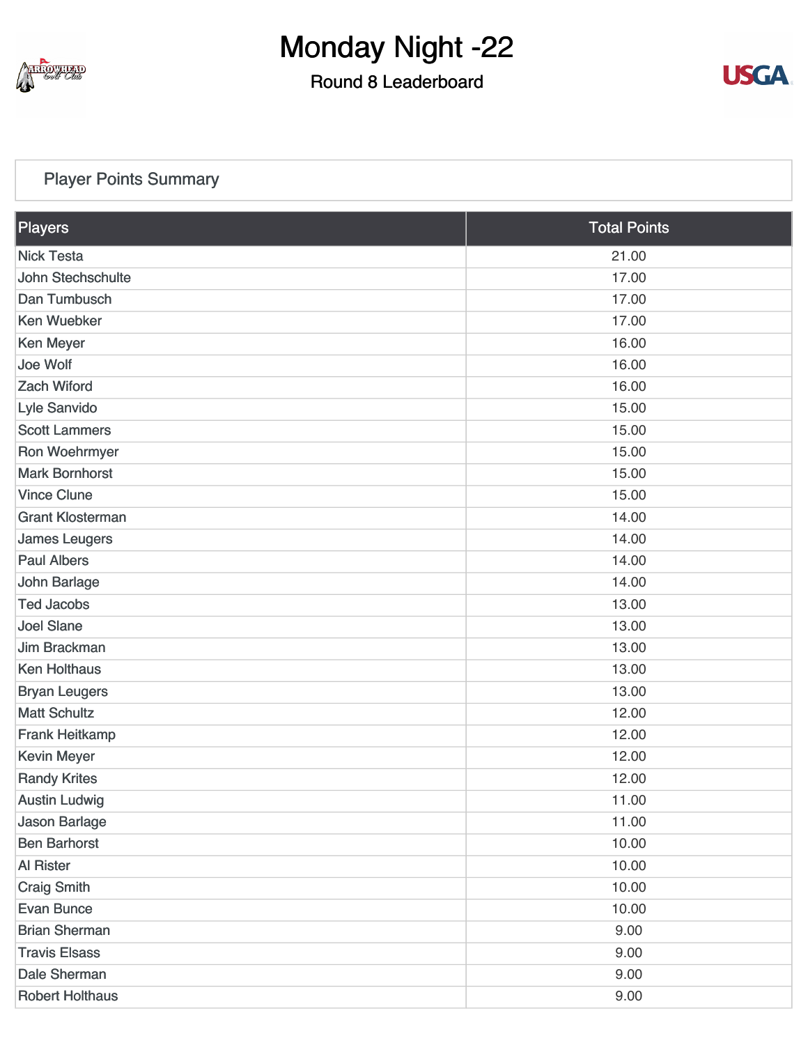# Monday Night -22

## Round 8 Leaderboard

### Player Points Summary

| Players | Total Points |
|---|---|
| Nick Testa | 21.00 |
| John Stechschulte | 17.00 |
| Dan Tumbusch | 17.00 |
| Ken Wuebker | 17.00 |
| Ken Meyer | 16.00 |
| Joe Wolf | 16.00 |
| Zach Wiford | 16.00 |
| Lyle Sanvido | 15.00 |
| Scott Lammers | 15.00 |
| Ron Woehrmyer | 15.00 |
| Mark Bornhorst | 15.00 |
| Vince Clune | 15.00 |
| Grant Klosterman | 14.00 |
| James Leugers | 14.00 |
| Paul Albers | 14.00 |
| John Barlage | 14.00 |
| Ted Jacobs | 13.00 |
| Joel Slane | 13.00 |
| Jim Brackman | 13.00 |
| Ken Holthaus | 13.00 |
| Bryan Leugers | 13.00 |
| Matt Schultz | 12.00 |
| Frank Heitkamp | 12.00 |
| Kevin Meyer | 12.00 |
| Randy Krites | 12.00 |
| Austin Ludwig | 11.00 |
| Jason Barlage | 11.00 |
| Ben Barhorst | 10.00 |
| Al Rister | 10.00 |
| Craig Smith | 10.00 |
| Evan Bunce | 10.00 |
| Brian Sherman | 9.00 |
| Travis Elsass | 9.00 |
| Dale Sherman | 9.00 |
| Robert Holthaus | 9.00 |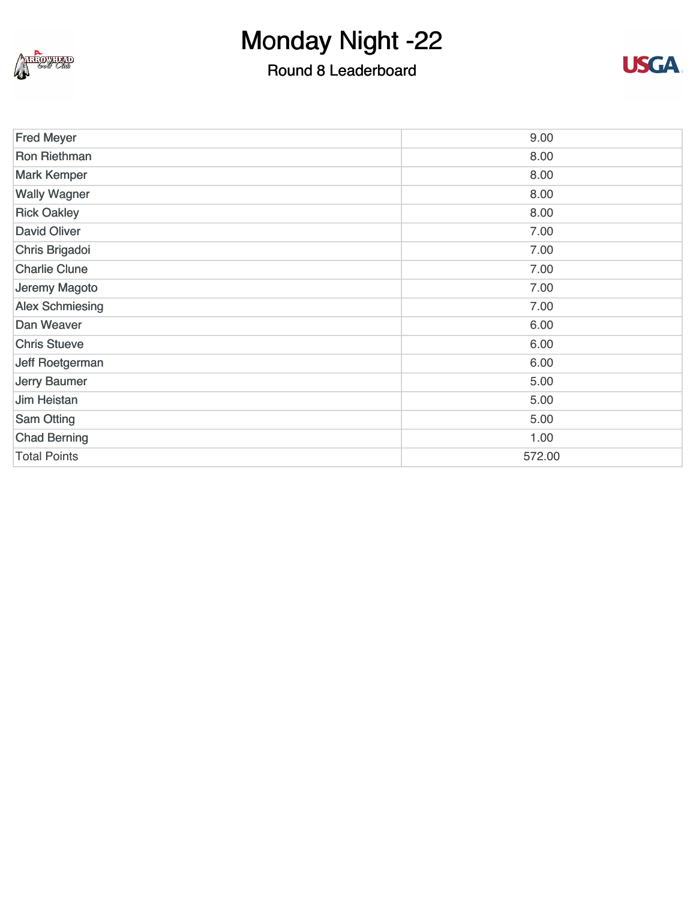# Monday Night -22

## Round 8 Leaderboard

| | |
|---|---|
| Fred Meyer | 9.00 |
| Ron Riethman | 8.00 |
| Mark Kemper | 8.00 |
| Wally Wagner | 8.00 |
| Rick Oakley | 8.00 |
| David Oliver | 7.00 |
| Chris Brigadoi | 7.00 |
| Charlie Clune | 7.00 |
| Jeremy Magoto | 7.00 |
| Alex Schmiesing | 7.00 |
| Dan Weaver | 6.00 |
| Chris Stueve | 6.00 |
| Jeff Roetgerman | 6.00 |
| Jerry Baumer | 5.00 |
| Jim Heistan | 5.00 |
| Sam Otting | 5.00 |
| Chad Berning | 1.00 |
| Total Points | 572.00 |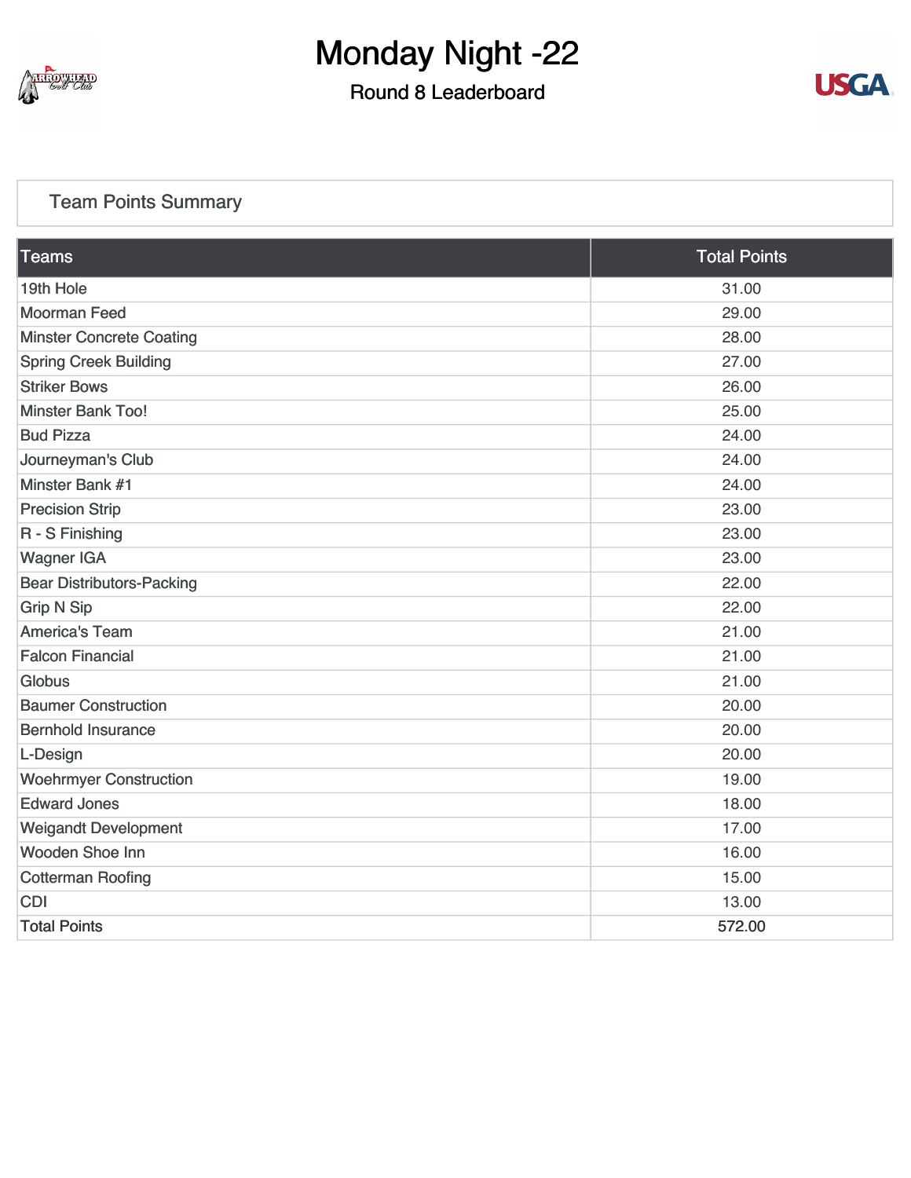# Monday Night -22

## Round 8 Leaderboard

### Team Points Summary

| Teams | Total Points |
| --- | --- |
| 19th Hole | 31.00 |
| Moorman Feed | 29.00 |
| Minster Concrete Coating | 28.00 |
| Spring Creek Building | 27.00 |
| Striker Bows | 26.00 |
| Minster Bank Too! | 25.00 |
| Bud Pizza | 24.00 |
| Journeyman's Club | 24.00 |
| Minster Bank #1 | 24.00 |
| Precision Strip | 23.00 |
| R - S Finishing | 23.00 |
| Wagner IGA | 23.00 |
| Bear Distributors-Packing | 22.00 |
| Grip N Sip | 22.00 |
| America's Team | 21.00 |
| Falcon Financial | 21.00 |
| Globus | 21.00 |
| Baumer Construction | 20.00 |
| Bernhold Insurance | 20.00 |
| L-Design | 20.00 |
| Woehrmyer Construction | 19.00 |
| Edward Jones | 18.00 |
| Weigandt Development | 17.00 |
| Wooden Shoe Inn | 16.00 |
| Cotterman Roofing | 15.00 |
| CDI | 13.00 |
| Total Points | 572.00 |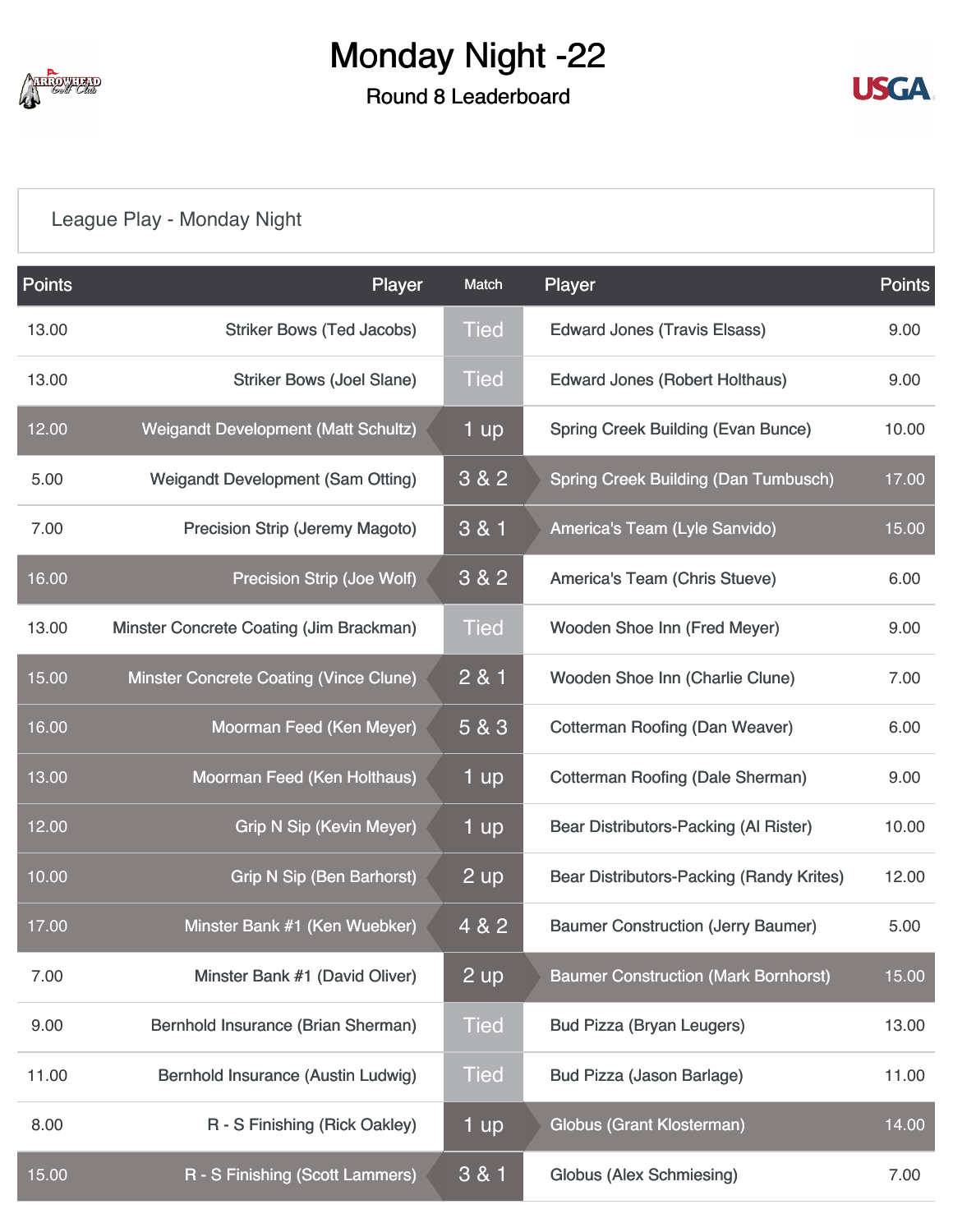# Monday Night -22

## Round 8 Leaderboard

League Play - Monday Night

| Points | Player | Match | Player | Points |
|---|---|---|---|---|
| 13.00 | Striker Bows (Ted Jacobs) | Tied | Edward Jones (Travis Elsass) | 9.00 |
| 13.00 | Striker Bows (Joel Slane) | Tied | Edward Jones (Robert Holthaus) | 9.00 |
| 12.00 | Weigandt Development (Matt Schultz) | 1 up | Spring Creek Building (Evan Bunce) | 10.00 |
| 5.00 | Weigandt Development (Sam Otting) | 3 & 2 | Spring Creek Building (Dan Tumbusch) | 17.00 |
| 7.00 | Precision Strip (Jeremy Magoto) | 3 & 1 | America's Team (Lyle Sanvido) | 15.00 |
| 16.00 | Precision Strip (Joe Wolf) | 3 & 2 | America's Team (Chris Stueve) | 6.00 |
| 13.00 | Minster Concrete Coating (Jim Brackman) | Tied | Wooden Shoe Inn (Fred Meyer) | 9.00 |
| 15.00 | Minster Concrete Coating (Vince Clune) | 2 & 1 | Wooden Shoe Inn (Charlie Clune) | 7.00 |
| 16.00 | Moorman Feed (Ken Meyer) | 5 & 3 | Cotterman Roofing (Dan Weaver) | 6.00 |
| 13.00 | Moorman Feed (Ken Holthaus) | 1 up | Cotterman Roofing (Dale Sherman) | 9.00 |
| 12.00 | Grip N Sip (Kevin Meyer) | 1 up | Bear Distributors-Packing (Al Rister) | 10.00 |
| 10.00 | Grip N Sip (Ben Barhorst) | 2 up | Bear Distributors-Packing (Randy Krites) | 12.00 |
| 17.00 | Minster Bank #1 (Ken Wuebker) | 4 & 2 | Baumer Construction (Jerry Baumer) | 5.00 |
| 7.00 | Minster Bank #1 (David Oliver) | 2 up | Baumer Construction (Mark Bornhorst) | 15.00 |
| 9.00 | Bernhold Insurance (Brian Sherman) | Tied | Bud Pizza (Bryan Leugers) | 13.00 |
| 11.00 | Bernhold Insurance (Austin Ludwig) | Tied | Bud Pizza (Jason Barlage) | 11.00 |
| 8.00 | R - S Finishing (Rick Oakley) | 1 up | Globus (Grant Klosterman) | 14.00 |
| 15.00 | R - S Finishing (Scott Lammers) | 3 & 1 | Globus (Alex Schmiesing) | 7.00 |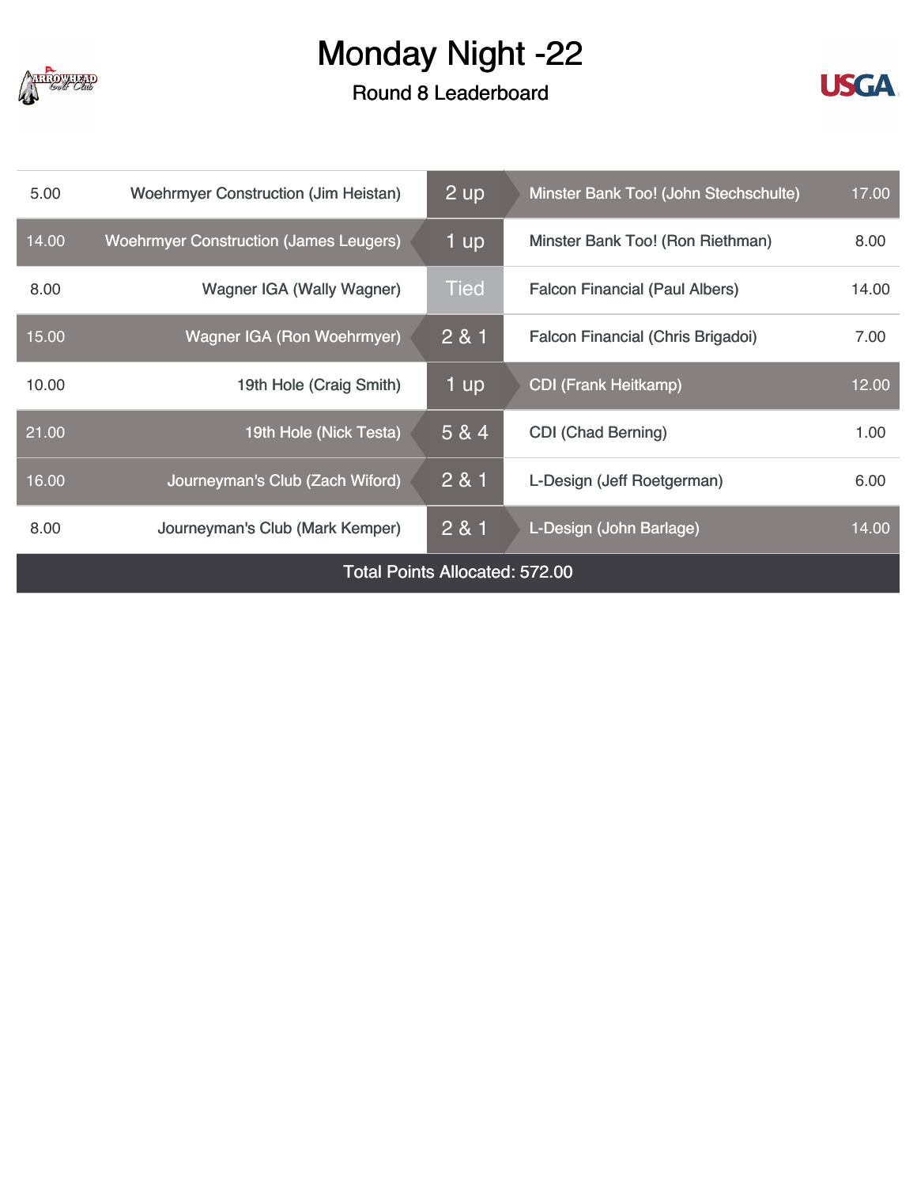# Monday Night -22

## Round 8 Leaderboard

| Points | Player | Result | Player | Points |
|---|---|---|---|---|
| 5.00 | Woehrmyer Construction (Jim Heistan) | 2 up | Minster Bank Too! (John Stechschulte) | 17.00 |
| 14.00 | Woehrmyer Construction (James Leugers) | 1 up | Minster Bank Too! (Ron Riethman) | 8.00 |
| 8.00 | Wagner IGA (Wally Wagner) | Tied | Falcon Financial (Paul Albers) | 14.00 |
| 15.00 | Wagner IGA (Ron Woehrmyer) | 2 & 1 | Falcon Financial (Chris Brigadoi) | 7.00 |
| 10.00 | 19th Hole (Craig Smith) | 1 up | CDI (Frank Heitkamp) | 12.00 |
| 21.00 | 19th Hole (Nick Testa) | 5 & 4 | CDI (Chad Berning) | 1.00 |
| 16.00 | Journeyman's Club (Zach Wiford) | 2 & 1 | L-Design (Jeff Roetgerman) | 6.00 |
| 8.00 | Journeyman's Club (Mark Kemper) | 2 & 1 | L-Design (John Barlage) | 14.00 |

Total Points Allocated: 572.00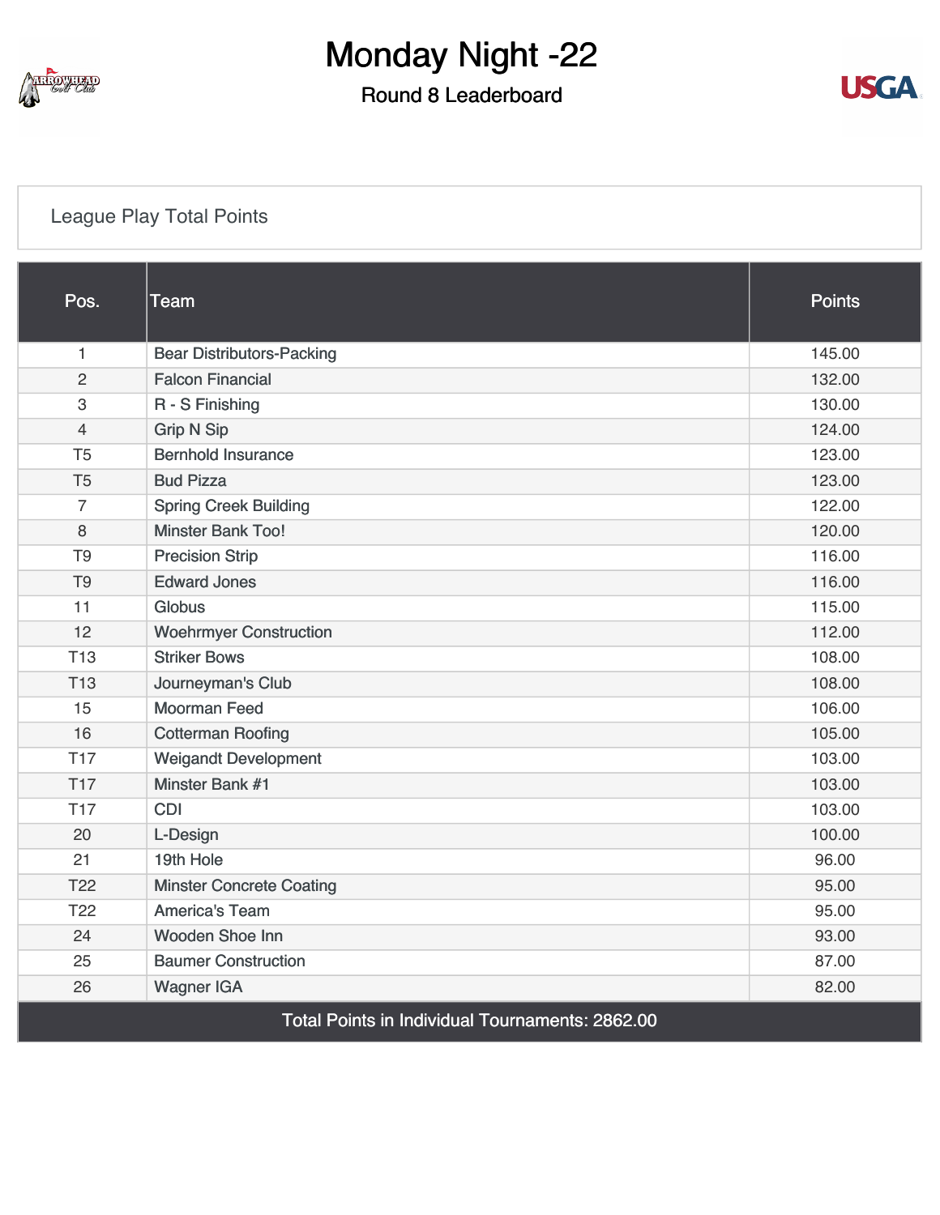# Monday Night -22

## Round 8 Leaderboard

League Play Total Points

| Pos. | Team | Points |
| --- | --- | --- |
| 1 | Bear Distributors-Packing | 145.00 |
| 2 | Falcon Financial | 132.00 |
| 3 | R - S Finishing | 130.00 |
| 4 | Grip N Sip | 124.00 |
| T5 | Bernhold Insurance | 123.00 |
| T5 | Bud Pizza | 123.00 |
| 7 | Spring Creek Building | 122.00 |
| 8 | Minster Bank Too! | 120.00 |
| T9 | Precision Strip | 116.00 |
| T9 | Edward Jones | 116.00 |
| 11 | Globus | 115.00 |
| 12 | Woehrmyer Construction | 112.00 |
| T13 | Striker Bows | 108.00 |
| T13 | Journeyman's Club | 108.00 |
| 15 | Moorman Feed | 106.00 |
| 16 | Cotterman Roofing | 105.00 |
| T17 | Weigandt Development | 103.00 |
| T17 | Minster Bank #1 | 103.00 |
| T17 | CDI | 103.00 |
| 20 | L-Design | 100.00 |
| 21 | 19th Hole | 96.00 |
| T22 | Minster Concrete Coating | 95.00 |
| T22 | America's Team | 95.00 |
| 24 | Wooden Shoe Inn | 93.00 |
| 25 | Baumer Construction | 87.00 |
| 26 | Wagner IGA | 82.00 |

Total Points in Individual Tournaments: 2862.00